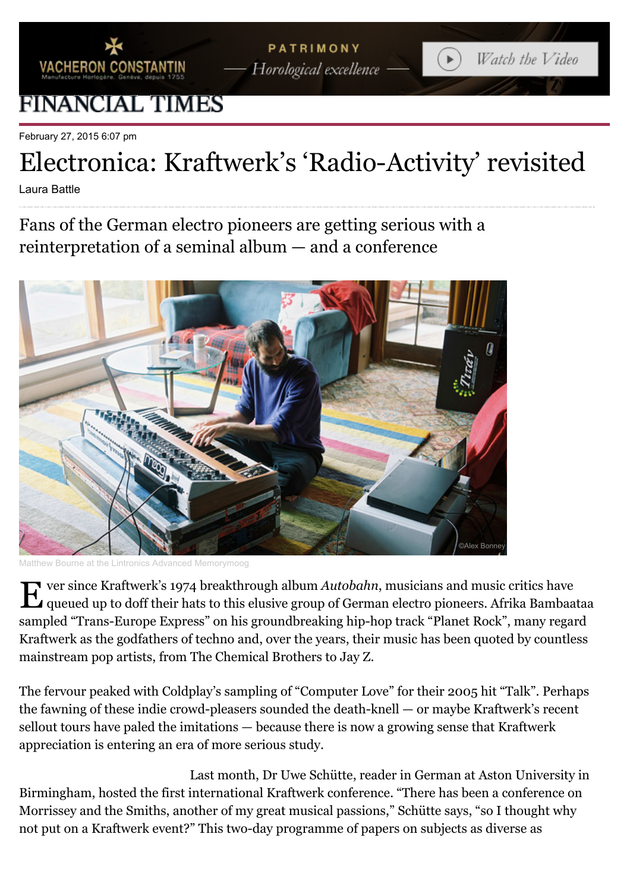February 27, 2015 6:07 pm

# Electronica: Kraftwerk's 'Radio-Activity' revisited

Laura Battle

## Fans of the German electro pioneers are getting serious with a reinterpretation of a seminal album — and a conference

©Alex Bonney

Matthew Bourne at the Lintronics Advanced Memorymoog

Ever since Kraftwerk's 1974 breakthrough album *Autobahn*, musicians and music critics have queued up to doff their hats to this elusive group of German electro pioneers. Afrika Bambaataa sampled "Trans-Europe Express" on his groundbreaking hip-hop track "Planet Rock", many regard Kraftwerk as the godfathers of techno and, over the years, their music has been quoted by countless mainstream pop artists, from The Chemical Brothers to Jay Z.

The fervour peaked with Coldplay's sampling of "Computer Love" for their 2005 hit "Talk". Perhaps the fawning of these indie crowd-pleasers sounded the death-knell — or maybe Kraftwerk's recent sellout tours have paled the imitations — because there is now a growing sense that Kraftwerk appreciation is entering an era of more serious study.

Last month, Dr Uwe Schütte, reader in German at Aston University in Birmingham, hosted the first international Kraftwerk conference. "There has been a conference on Morrissey and the Smiths, another of my great musical passions," Schütte says, "so I thought why not put on a Kraftwerk event?" This two-day programme of papers on subjects as diverse as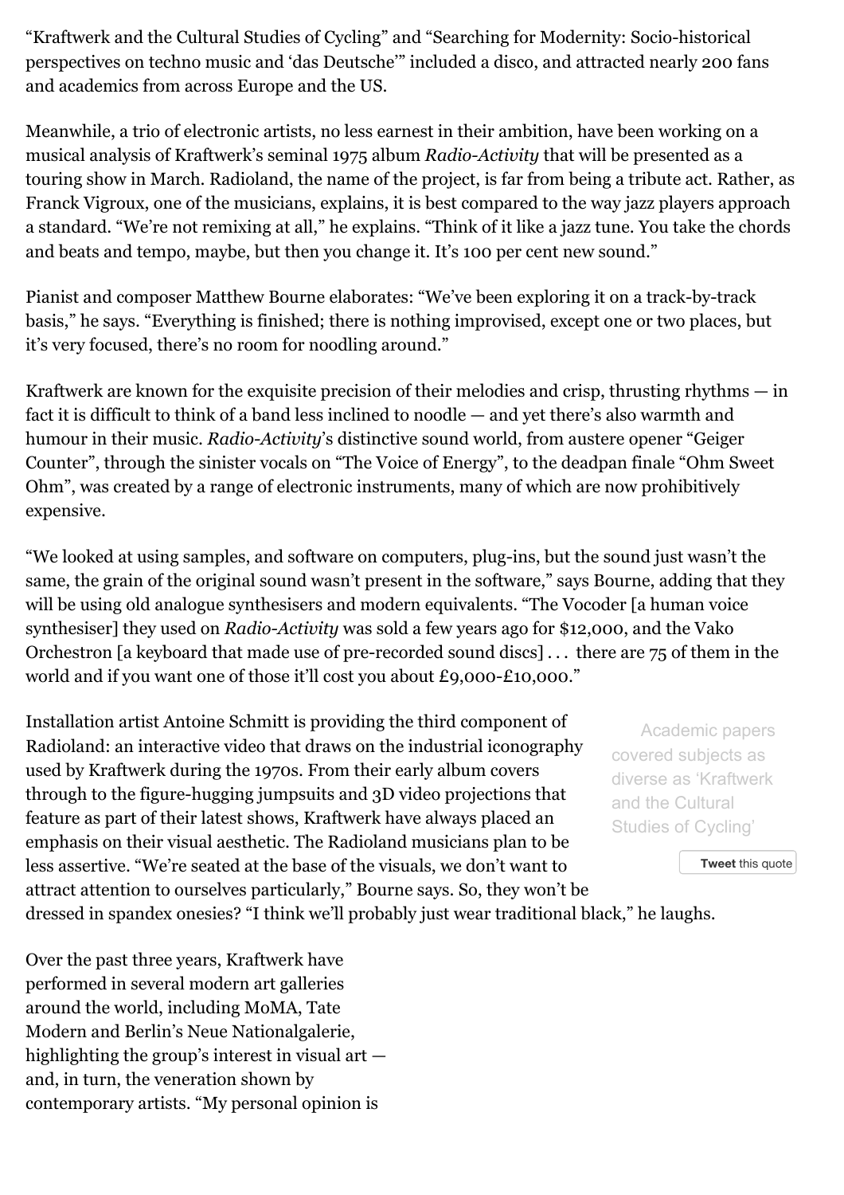"Kraftwerk and the Cultural Studies of Cycling" and "Searching for Modernity: Socio-historical perspectives on techno music and 'das Deutsche'" included a disco, and attracted nearly 200 fans and academics from across Europe and the US.

Meanwhile, a trio of electronic artists, no less earnest in their ambition, have been working on a musical analysis of Kraftwerk's seminal 1975 album *Radio-Activity* that will be presented as a touring show in March. Radioland, the name of the project, is far from being a tribute act. Rather, as Franck Vigroux, one of the musicians, explains, it is best compared to the way jazz players approach a standard. "We're not remixing at all," he explains. "Think of it like a jazz tune. You take the chords and beats and tempo, maybe, but then you change it. It's 100 per cent new sound."

Pianist and composer Matthew Bourne elaborates: "We've been exploring it on a track-by-track basis," he says. "Everything is finished; there is nothing improvised, except one or two places, but it's very focused, there's no room for noodling around."

Kraftwerk are known for the exquisite precision of their melodies and crisp, thrusting rhythms — in fact it is difficult to think of a band less inclined to noodle — and yet there's also warmth and humour in their music. *Radio-Activity*'s distinctive sound world, from austere opener "Geiger Counter", through the sinister vocals on "The Voice of Energy", to the deadpan finale "Ohm Sweet Ohm", was created by a range of electronic instruments, many of which are now prohibitively expensive.

"We looked at using samples, and software on computers, plug-ins, but the sound just wasn't the same, the grain of the original sound wasn't present in the software," says Bourne, adding that they will be using old analogue synthesisers and modern equivalents. "The Vocoder [a human voice synthesiser] they used on *Radio-Activity* was sold a few years ago for $12,000, and the Vako Orchestron [a keyboard that made use of pre-recorded sound discs] . . . there are 75 of them in the world and if you want one of those it'll cost you about £9,000-£10,000."

Installation artist Antoine Schmitt is providing the third component of Radioland: an interactive video that draws on the industrial iconography used by Kraftwerk during the 1970s. From their early album covers through to the figure-hugging jumpsuits and 3D video projections that feature as part of their latest shows, Kraftwerk have always placed an emphasis on their visual aesthetic. The Radioland musicians plan to be less assertive. "We're seated at the base of the visuals, we don't want to attract attention to ourselves particularly," Bourne says. So, they won't be dressed in spandex onesies? "I think we'll probably just wear traditional black," he laughs.

> Academic papers covered subjects as diverse as 'Kraftwerk and the Cultural Studies of Cycling'
>
> **Tweet** this quote

Over the past three years, Kraftwerk have performed in several modern art galleries around the world, including MoMA, Tate Modern and Berlin's Neue Nationalgalerie, highlighting the group's interest in visual art — and, in turn, the veneration shown by contemporary artists. "My personal opinion is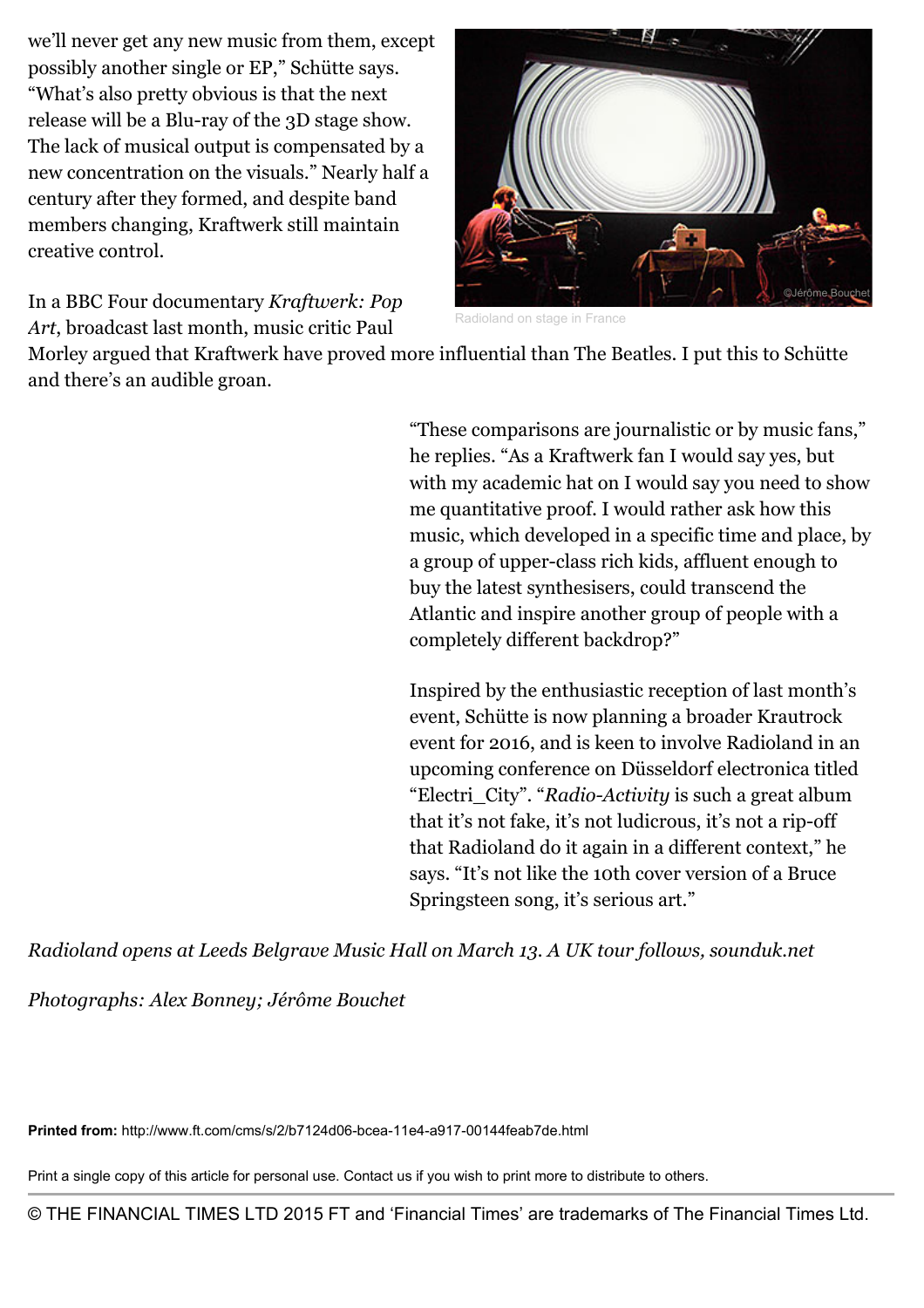we'll never get any new music from them, except possibly another single or EP," Schütte says. "What's also pretty obvious is that the next release will be a Blu-ray of the 3D stage show. The lack of musical output is compensated by a new concentration on the visuals." Nearly half a century after they formed, and despite band members changing, Kraftwerk still maintain creative control.

Radioland on stage in France

In a BBC Four documentary *Kraftwerk: Pop Art*, broadcast last month, music critic Paul Morley argued that Kraftwerk have proved more influential than The Beatles. I put this to Schütte and there's an audible groan.

"These comparisons are journalistic or by music fans," he replies. "As a Kraftwerk fan I would say yes, but with my academic hat on I would say you need to show me quantitative proof. I would rather ask how this music, which developed in a specific time and place, by a group of upper-class rich kids, affluent enough to buy the latest synthesisers, could transcend the Atlantic and inspire another group of people with a completely different backdrop?"

Inspired by the enthusiastic reception of last month's event, Schütte is now planning a broader Krautrock event for 2016, and is keen to involve Radioland in an upcoming conference on Düsseldorf electronica titled "Electri_City". "*Radio-Activity* is such a great album that it's not fake, it's not ludicrous, it's not a rip-off that Radioland do it again in a different context," he says. "It's not like the 10th cover version of a Bruce Springsteen song, it's serious art."

*Radioland opens at Leeds Belgrave Music Hall on March 13. A UK tour follows, sounduk.net*

*Photographs: Alex Bonney; Jérôme Bouchet*

**Printed from:** http://www.ft.com/cms/s/2/b7124d06-bcea-11e4-a917-00144feab7de.html

Print a single copy of this article for personal use. Contact us if you wish to print more to distribute to others.

© THE FINANCIAL TIMES LTD 2015 FT and 'Financial Times' are trademarks of The Financial Times Ltd.